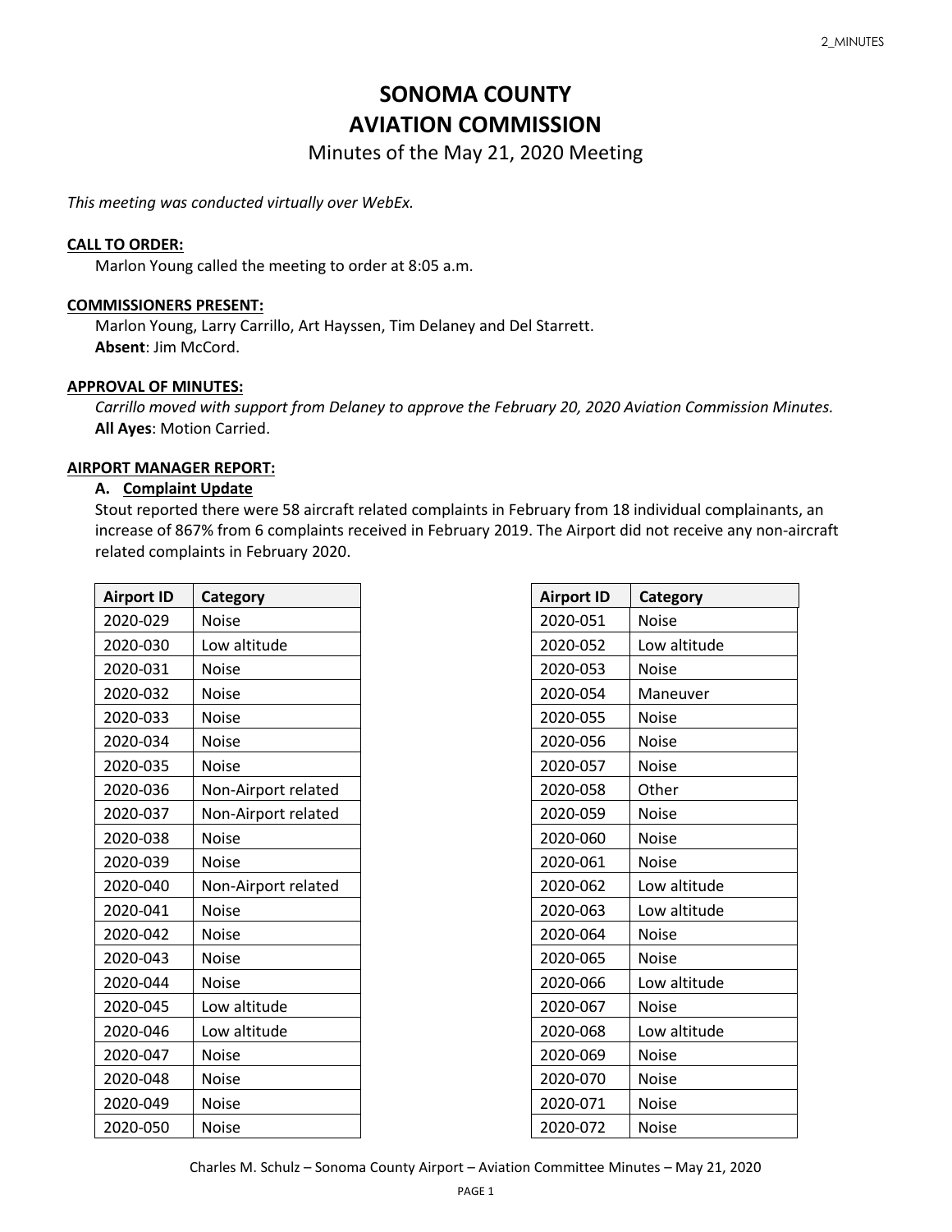# SONOMA COUNTY
# AVIATION COMMISSION

## Minutes of the May 21, 2020 Meeting

*This meeting was conducted virtually over WebEx.*

**CALL TO ORDER:**

Marlon Young called the meeting to order at 8:05 a.m.

**COMMISSIONERS PRESENT:**

Marlon Young, Larry Carrillo, Art Hayssen, Tim Delaney and Del Starrett.
**Absent**: Jim McCord.

**APPROVAL OF MINUTES:**

*Carrillo moved with support from Delaney to approve the February 20, 2020 Aviation Commission Minutes.*
**All Ayes**: Motion Carried.

**AIRPORT MANAGER REPORT:**

**A. Complaint Update**

Stout reported there were 58 aircraft related complaints in February from 18 individual complainants, an increase of 867% from 6 complaints received in February 2019. The Airport did not receive any non-aircraft related complaints in February 2020.

| Airport ID | Category |
|---|---|
| 2020-029 | Noise |
| 2020-030 | Low altitude |
| 2020-031 | Noise |
| 2020-032 | Noise |
| 2020-033 | Noise |
| 2020-034 | Noise |
| 2020-035 | Noise |
| 2020-036 | Non-Airport related |
| 2020-037 | Non-Airport related |
| 2020-038 | Noise |
| 2020-039 | Noise |
| 2020-040 | Non-Airport related |
| 2020-041 | Noise |
| 2020-042 | Noise |
| 2020-043 | Noise |
| 2020-044 | Noise |
| 2020-045 | Low altitude |
| 2020-046 | Low altitude |
| 2020-047 | Noise |
| 2020-048 | Noise |
| 2020-049 | Noise |
| 2020-050 | Noise |

| Airport ID | Category |
|---|---|
| 2020-051 | Noise |
| 2020-052 | Low altitude |
| 2020-053 | Noise |
| 2020-054 | Maneuver |
| 2020-055 | Noise |
| 2020-056 | Noise |
| 2020-057 | Noise |
| 2020-058 | Other |
| 2020-059 | Noise |
| 2020-060 | Noise |
| 2020-061 | Noise |
| 2020-062 | Low altitude |
| 2020-063 | Low altitude |
| 2020-064 | Noise |
| 2020-065 | Noise |
| 2020-066 | Low altitude |
| 2020-067 | Noise |
| 2020-068 | Low altitude |
| 2020-069 | Noise |
| 2020-070 | Noise |
| 2020-071 | Noise |
| 2020-072 | Noise |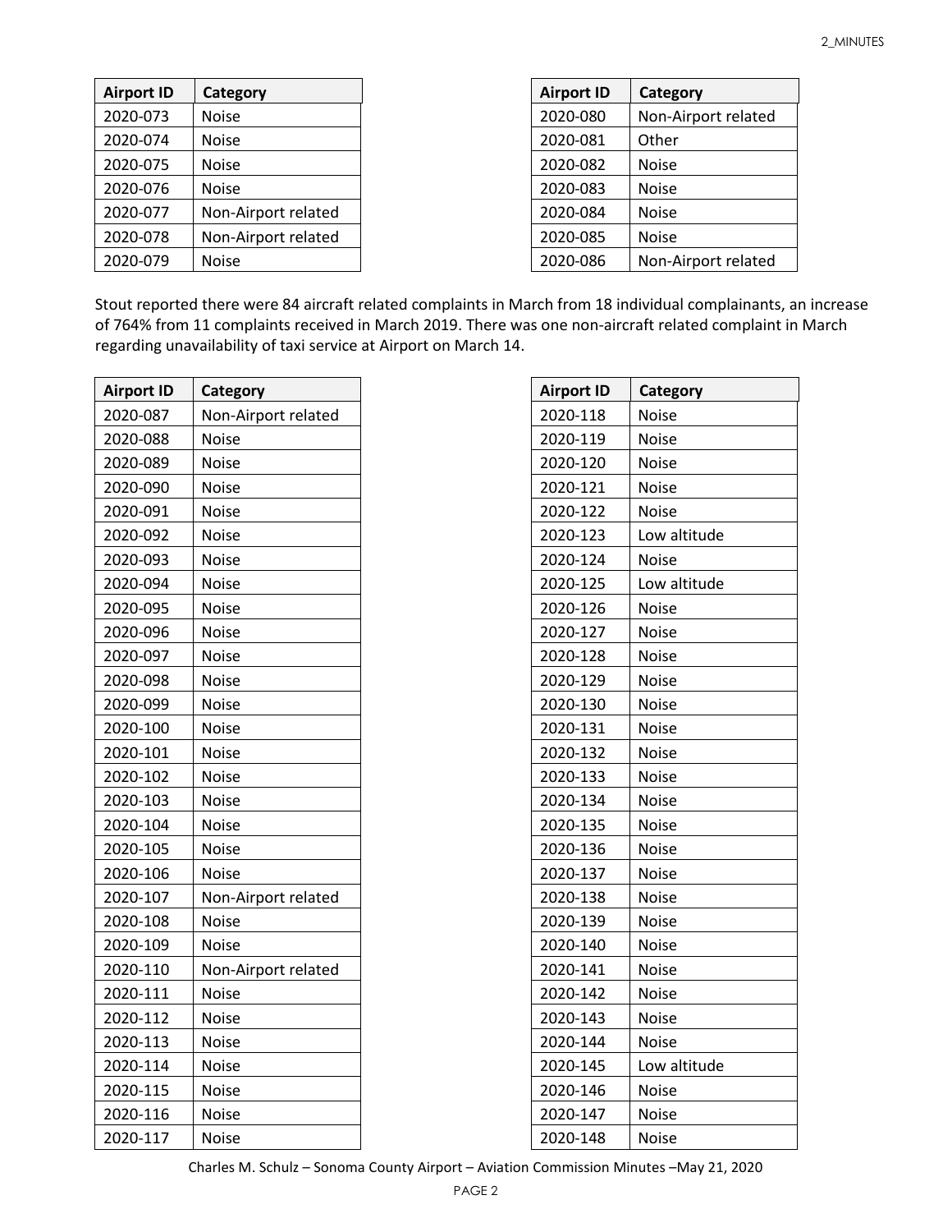| Airport ID | Category |
| --- | --- |
| 2020-073 | Noise |
| 2020-074 | Noise |
| 2020-075 | Noise |
| 2020-076 | Noise |
| 2020-077 | Non-Airport related |
| 2020-078 | Non-Airport related |
| 2020-079 | Noise |

| Airport ID | Category |
| --- | --- |
| 2020-080 | Non-Airport related |
| 2020-081 | Other |
| 2020-082 | Noise |
| 2020-083 | Noise |
| 2020-084 | Noise |
| 2020-085 | Noise |
| 2020-086 | Non-Airport related |

Stout reported there were 84 aircraft related complaints in March from 18 individual complainants, an increase of 764% from 11 complaints received in March 2019. There was one non-aircraft related complaint in March regarding unavailability of taxi service at Airport on March 14.

| Airport ID | Category |
| --- | --- |
| 2020-087 | Non-Airport related |
| 2020-088 | Noise |
| 2020-089 | Noise |
| 2020-090 | Noise |
| 2020-091 | Noise |
| 2020-092 | Noise |
| 2020-093 | Noise |
| 2020-094 | Noise |
| 2020-095 | Noise |
| 2020-096 | Noise |
| 2020-097 | Noise |
| 2020-098 | Noise |
| 2020-099 | Noise |
| 2020-100 | Noise |
| 2020-101 | Noise |
| 2020-102 | Noise |
| 2020-103 | Noise |
| 2020-104 | Noise |
| 2020-105 | Noise |
| 2020-106 | Noise |
| 2020-107 | Non-Airport related |
| 2020-108 | Noise |
| 2020-109 | Noise |
| 2020-110 | Non-Airport related |
| 2020-111 | Noise |
| 2020-112 | Noise |
| 2020-113 | Noise |
| 2020-114 | Noise |
| 2020-115 | Noise |
| 2020-116 | Noise |
| 2020-117 | Noise |

| Airport ID | Category |
| --- | --- |
| 2020-118 | Noise |
| 2020-119 | Noise |
| 2020-120 | Noise |
| 2020-121 | Noise |
| 2020-122 | Noise |
| 2020-123 | Low altitude |
| 2020-124 | Noise |
| 2020-125 | Low altitude |
| 2020-126 | Noise |
| 2020-127 | Noise |
| 2020-128 | Noise |
| 2020-129 | Noise |
| 2020-130 | Noise |
| 2020-131 | Noise |
| 2020-132 | Noise |
| 2020-133 | Noise |
| 2020-134 | Noise |
| 2020-135 | Noise |
| 2020-136 | Noise |
| 2020-137 | Noise |
| 2020-138 | Noise |
| 2020-139 | Noise |
| 2020-140 | Noise |
| 2020-141 | Noise |
| 2020-142 | Noise |
| 2020-143 | Noise |
| 2020-144 | Noise |
| 2020-145 | Low altitude |
| 2020-146 | Noise |
| 2020-147 | Noise |
| 2020-148 | Noise |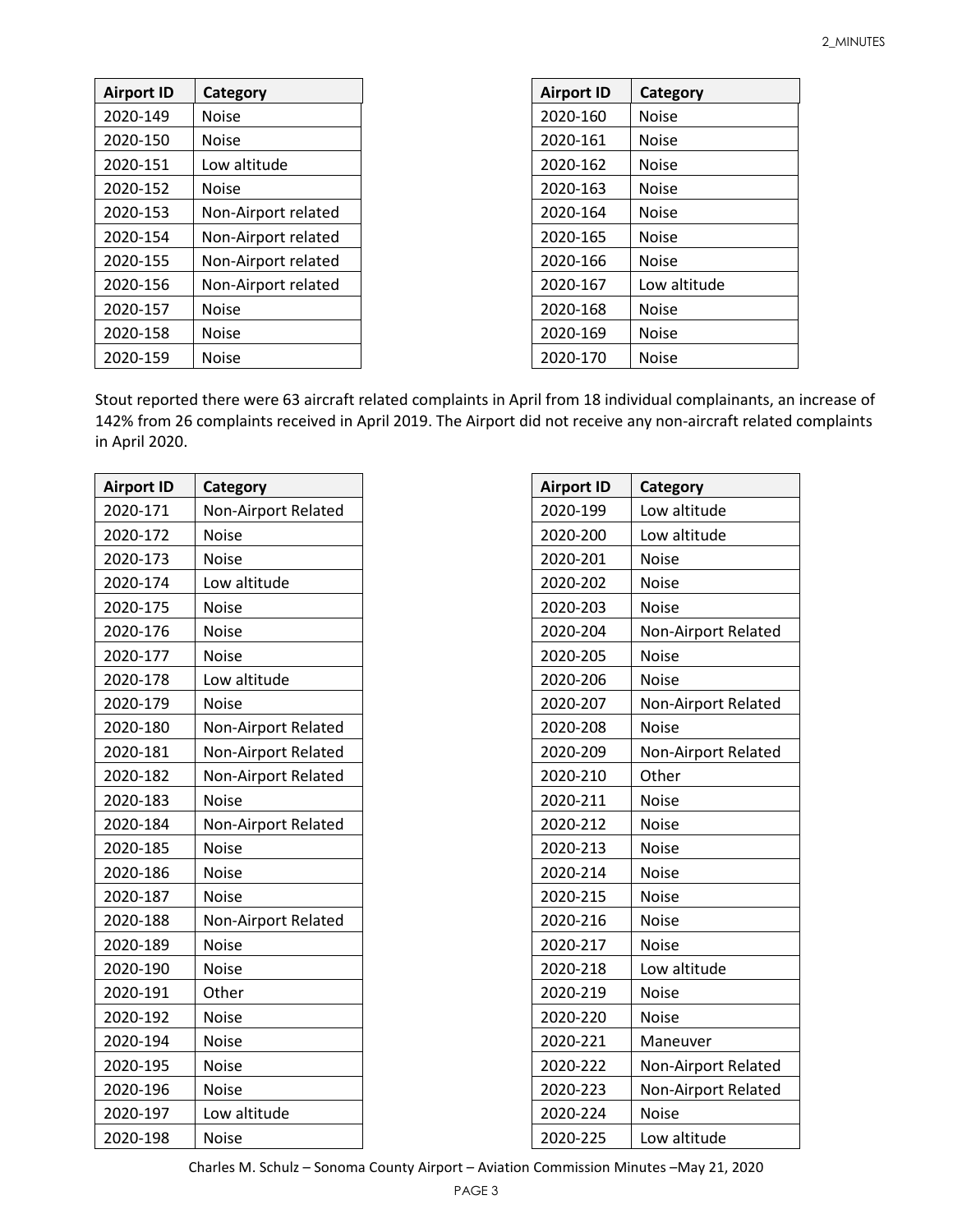| Airport ID | Category |
| --- | --- |
| 2020-149 | Noise |
| 2020-150 | Noise |
| 2020-151 | Low altitude |
| 2020-152 | Noise |
| 2020-153 | Non-Airport related |
| 2020-154 | Non-Airport related |
| 2020-155 | Non-Airport related |
| 2020-156 | Non-Airport related |
| 2020-157 | Noise |
| 2020-158 | Noise |
| 2020-159 | Noise |

| Airport ID | Category |
| --- | --- |
| 2020-160 | Noise |
| 2020-161 | Noise |
| 2020-162 | Noise |
| 2020-163 | Noise |
| 2020-164 | Noise |
| 2020-165 | Noise |
| 2020-166 | Noise |
| 2020-167 | Low altitude |
| 2020-168 | Noise |
| 2020-169 | Noise |
| 2020-170 | Noise |

Stout reported there were 63 aircraft related complaints in April from 18 individual complainants, an increase of 142% from 26 complaints received in April 2019. The Airport did not receive any non-aircraft related complaints in April 2020.

| Airport ID | Category |
| --- | --- |
| 2020-171 | Non-Airport Related |
| 2020-172 | Noise |
| 2020-173 | Noise |
| 2020-174 | Low altitude |
| 2020-175 | Noise |
| 2020-176 | Noise |
| 2020-177 | Noise |
| 2020-178 | Low altitude |
| 2020-179 | Noise |
| 2020-180 | Non-Airport Related |
| 2020-181 | Non-Airport Related |
| 2020-182 | Non-Airport Related |
| 2020-183 | Noise |
| 2020-184 | Non-Airport Related |
| 2020-185 | Noise |
| 2020-186 | Noise |
| 2020-187 | Noise |
| 2020-188 | Non-Airport Related |
| 2020-189 | Noise |
| 2020-190 | Noise |
| 2020-191 | Other |
| 2020-192 | Noise |
| 2020-194 | Noise |
| 2020-195 | Noise |
| 2020-196 | Noise |
| 2020-197 | Low altitude |
| 2020-198 | Noise |

| Airport ID | Category |
| --- | --- |
| 2020-199 | Low altitude |
| 2020-200 | Low altitude |
| 2020-201 | Noise |
| 2020-202 | Noise |
| 2020-203 | Noise |
| 2020-204 | Non-Airport Related |
| 2020-205 | Noise |
| 2020-206 | Noise |
| 2020-207 | Non-Airport Related |
| 2020-208 | Noise |
| 2020-209 | Non-Airport Related |
| 2020-210 | Other |
| 2020-211 | Noise |
| 2020-212 | Noise |
| 2020-213 | Noise |
| 2020-214 | Noise |
| 2020-215 | Noise |
| 2020-216 | Noise |
| 2020-217 | Noise |
| 2020-218 | Low altitude |
| 2020-219 | Noise |
| 2020-220 | Noise |
| 2020-221 | Maneuver |
| 2020-222 | Non-Airport Related |
| 2020-223 | Non-Airport Related |
| 2020-224 | Noise |
| 2020-225 | Low altitude |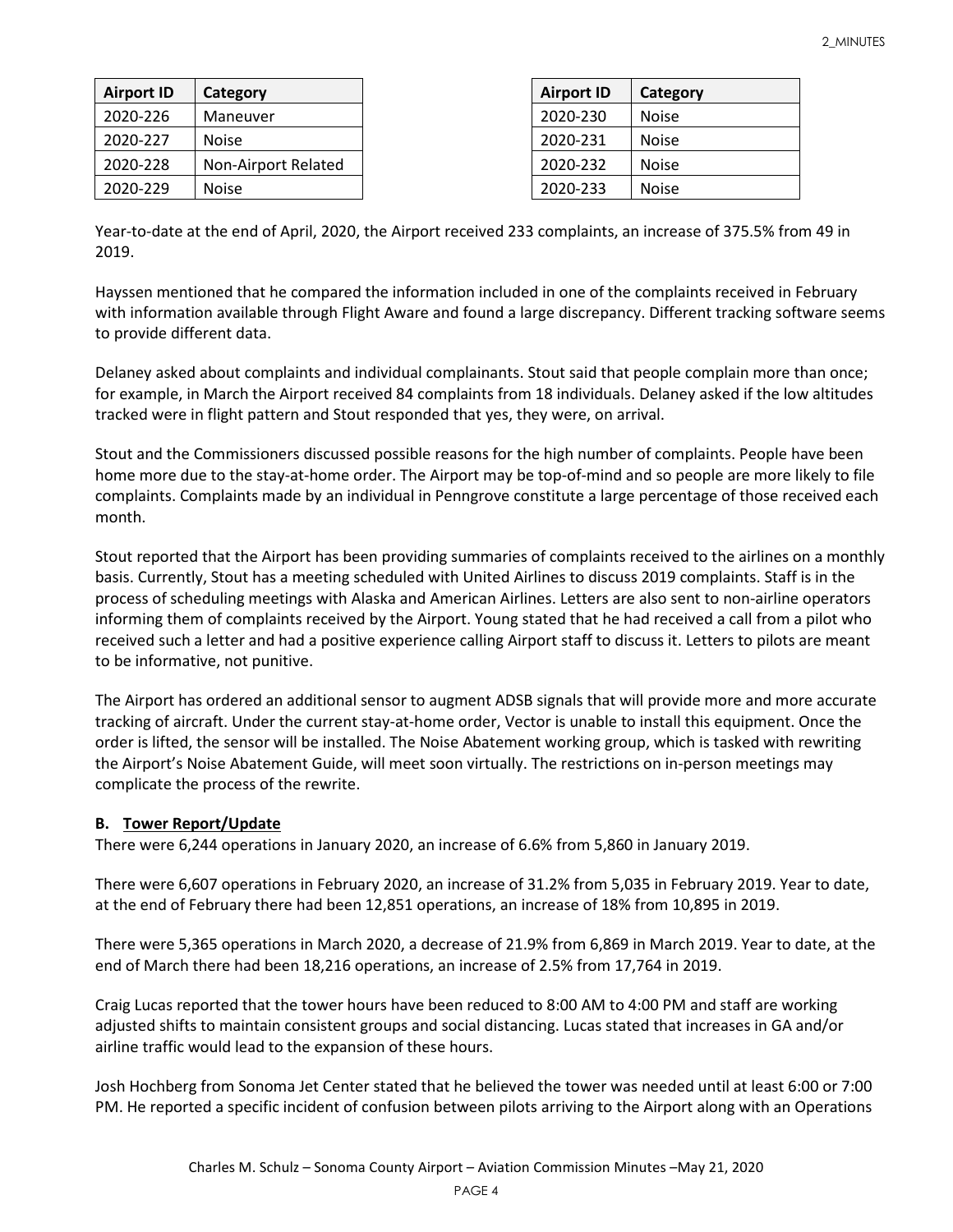| Airport ID | Category |
|---|---|
| 2020-226 | Maneuver |
| 2020-227 | Noise |
| 2020-228 | Non-Airport Related |
| 2020-229 | Noise |

| Airport ID | Category |
|---|---|
| 2020-230 | Noise |
| 2020-231 | Noise |
| 2020-232 | Noise |
| 2020-233 | Noise |

Year-to-date at the end of April, 2020, the Airport received 233 complaints, an increase of 375.5% from 49 in 2019.

Hayssen mentioned that he compared the information included in one of the complaints received in February with information available through Flight Aware and found a large discrepancy. Different tracking software seems to provide different data.

Delaney asked about complaints and individual complainants. Stout said that people complain more than once; for example, in March the Airport received 84 complaints from 18 individuals. Delaney asked if the low altitudes tracked were in flight pattern and Stout responded that yes, they were, on arrival.

Stout and the Commissioners discussed possible reasons for the high number of complaints. People have been home more due to the stay-at-home order. The Airport may be top-of-mind and so people are more likely to file complaints. Complaints made by an individual in Penngrove constitute a large percentage of those received each month.

Stout reported that the Airport has been providing summaries of complaints received to the airlines on a monthly basis. Currently, Stout has a meeting scheduled with United Airlines to discuss 2019 complaints. Staff is in the process of scheduling meetings with Alaska and American Airlines. Letters are also sent to non-airline operators informing them of complaints received by the Airport. Young stated that he had received a call from a pilot who received such a letter and had a positive experience calling Airport staff to discuss it. Letters to pilots are meant to be informative, not punitive.

The Airport has ordered an additional sensor to augment ADSB signals that will provide more and more accurate tracking of aircraft. Under the current stay-at-home order, Vector is unable to install this equipment. Once the order is lifted, the sensor will be installed. The Noise Abatement working group, which is tasked with rewriting the Airport's Noise Abatement Guide, will meet soon virtually. The restrictions on in-person meetings may complicate the process of the rewrite.

**B. Tower Report/Update**

There were 6,244 operations in January 2020, an increase of 6.6% from 5,860 in January 2019.

There were 6,607 operations in February 2020, an increase of 31.2% from 5,035 in February 2019. Year to date, at the end of February there had been 12,851 operations, an increase of 18% from 10,895 in 2019.

There were 5,365 operations in March 2020, a decrease of 21.9% from 6,869 in March 2019. Year to date, at the end of March there had been 18,216 operations, an increase of 2.5% from 17,764 in 2019.

Craig Lucas reported that the tower hours have been reduced to 8:00 AM to 4:00 PM and staff are working adjusted shifts to maintain consistent groups and social distancing. Lucas stated that increases in GA and/or airline traffic would lead to the expansion of these hours.

Josh Hochberg from Sonoma Jet Center stated that he believed the tower was needed until at least 6:00 or 7:00 PM. He reported a specific incident of confusion between pilots arriving to the Airport along with an Operations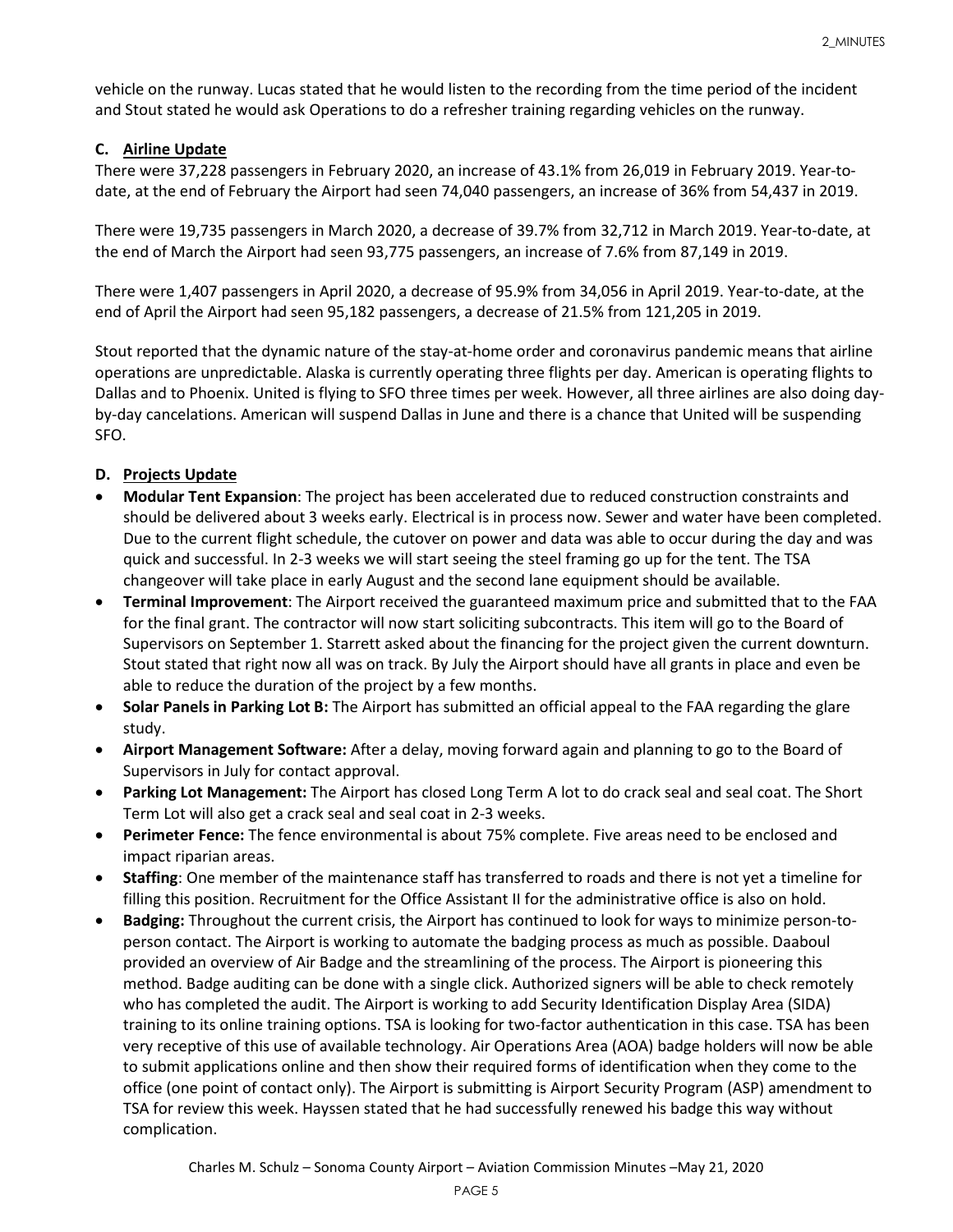vehicle on the runway. Lucas stated that he would listen to the recording from the time period of the incident and Stout stated he would ask Operations to do a refresher training regarding vehicles on the runway.

### C. Airline Update

There were 37,228 passengers in February 2020, an increase of 43.1% from 26,019 in February 2019. Year-to-date, at the end of February the Airport had seen 74,040 passengers, an increase of 36% from 54,437 in 2019.

There were 19,735 passengers in March 2020, a decrease of 39.7% from 32,712 in March 2019. Year-to-date, at the end of March the Airport had seen 93,775 passengers, an increase of 7.6% from 87,149 in 2019.

There were 1,407 passengers in April 2020, a decrease of 95.9% from 34,056 in April 2019. Year-to-date, at the end of April the Airport had seen 95,182 passengers, a decrease of 21.5% from 121,205 in 2019.

Stout reported that the dynamic nature of the stay-at-home order and coronavirus pandemic means that airline operations are unpredictable. Alaska is currently operating three flights per day. American is operating flights to Dallas and to Phoenix. United is flying to SFO three times per week. However, all three airlines are also doing day-by-day cancelations. American will suspend Dallas in June and there is a chance that United will be suspending SFO.

### D. Projects Update

- **Modular Tent Expansion**: The project has been accelerated due to reduced construction constraints and should be delivered about 3 weeks early. Electrical is in process now. Sewer and water have been completed. Due to the current flight schedule, the cutover on power and data was able to occur during the day and was quick and successful. In 2-3 weeks we will start seeing the steel framing go up for the tent. The TSA changeover will take place in early August and the second lane equipment should be available.
- **Terminal Improvement**: The Airport received the guaranteed maximum price and submitted that to the FAA for the final grant. The contractor will now start soliciting subcontracts. This item will go to the Board of Supervisors on September 1. Starrett asked about the financing for the project given the current downturn. Stout stated that right now all was on track. By July the Airport should have all grants in place and even be able to reduce the duration of the project by a few months.
- **Solar Panels in Parking Lot B:** The Airport has submitted an official appeal to the FAA regarding the glare study.
- **Airport Management Software:** After a delay, moving forward again and planning to go to the Board of Supervisors in July for contact approval.
- **Parking Lot Management:** The Airport has closed Long Term A lot to do crack seal and seal coat. The Short Term Lot will also get a crack seal and seal coat in 2-3 weeks.
- **Perimeter Fence:** The fence environmental is about 75% complete. Five areas need to be enclosed and impact riparian areas.
- **Staffing**: One member of the maintenance staff has transferred to roads and there is not yet a timeline for filling this position. Recruitment for the Office Assistant II for the administrative office is also on hold.
- **Badging:** Throughout the current crisis, the Airport has continued to look for ways to minimize person-to-person contact. The Airport is working to automate the badging process as much as possible. Daaboul provided an overview of Air Badge and the streamlining of the process. The Airport is pioneering this method. Badge auditing can be done with a single click. Authorized signers will be able to check remotely who has completed the audit. The Airport is working to add Security Identification Display Area (SIDA) training to its online training options. TSA is looking for two-factor authentication in this case. TSA has been very receptive of this use of available technology. Air Operations Area (AOA) badge holders will now be able to submit applications online and then show their required forms of identification when they come to the office (one point of contact only). The Airport is submitting is Airport Security Program (ASP) amendment to TSA for review this week. Hayssen stated that he had successfully renewed his badge this way without complication.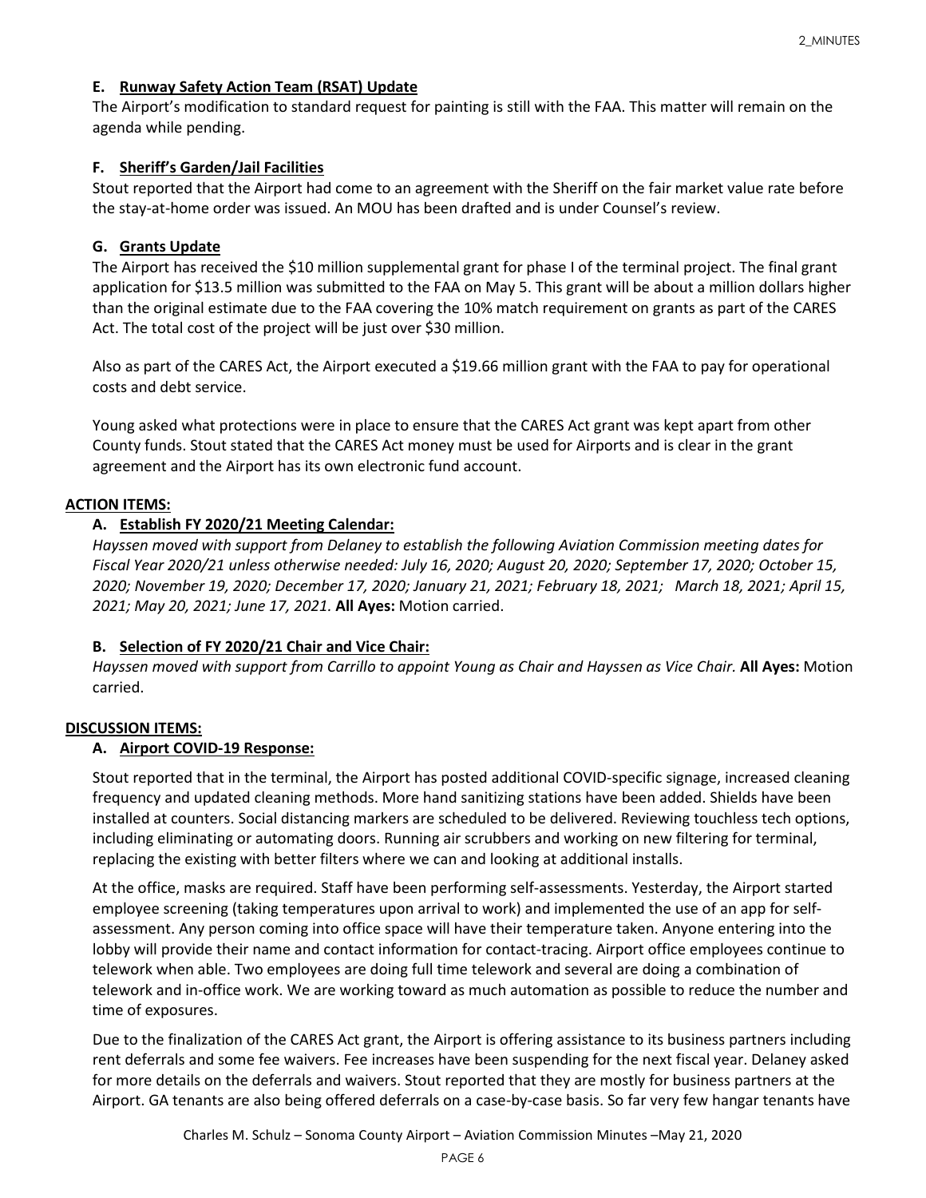### E. Runway Safety Action Team (RSAT) Update

The Airport's modification to standard request for painting is still with the FAA. This matter will remain on the agenda while pending.

### F. Sheriff's Garden/Jail Facilities

Stout reported that the Airport had come to an agreement with the Sheriff on the fair market value rate before the stay-at-home order was issued. An MOU has been drafted and is under Counsel's review.

### G. Grants Update

The Airport has received the $10 million supplemental grant for phase I of the terminal project. The final grant application for $13.5 million was submitted to the FAA on May 5. This grant will be about a million dollars higher than the original estimate due to the FAA covering the 10% match requirement on grants as part of the CARES Act. The total cost of the project will be just over $30 million.

Also as part of the CARES Act, the Airport executed a $19.66 million grant with the FAA to pay for operational costs and debt service.

Young asked what protections were in place to ensure that the CARES Act grant was kept apart from other County funds. Stout stated that the CARES Act money must be used for Airports and is clear in the grant agreement and the Airport has its own electronic fund account.

## ACTION ITEMS:

### A. Establish FY 2020/21 Meeting Calendar:

*Hayssen moved with support from Delaney to establish the following Aviation Commission meeting dates for Fiscal Year 2020/21 unless otherwise needed: July 16, 2020; August 20, 2020; September 17, 2020; October 15, 2020; November 19, 2020; December 17, 2020; January 21, 2021; February 18, 2021; March 18, 2021; April 15, 2021; May 20, 2021; June 17, 2021.* **All Ayes:** Motion carried.

### B. Selection of FY 2020/21 Chair and Vice Chair:

*Hayssen moved with support from Carrillo to appoint Young as Chair and Hayssen as Vice Chair.* **All Ayes:** Motion carried.

## DISCUSSION ITEMS:

### A. Airport COVID-19 Response:

Stout reported that in the terminal, the Airport has posted additional COVID-specific signage, increased cleaning frequency and updated cleaning methods. More hand sanitizing stations have been added. Shields have been installed at counters. Social distancing markers are scheduled to be delivered. Reviewing touchless tech options, including eliminating or automating doors. Running air scrubbers and working on new filtering for terminal, replacing the existing with better filters where we can and looking at additional installs.

At the office, masks are required. Staff have been performing self-assessments. Yesterday, the Airport started employee screening (taking temperatures upon arrival to work) and implemented the use of an app for self-assessment. Any person coming into office space will have their temperature taken. Anyone entering into the lobby will provide their name and contact information for contact-tracing. Airport office employees continue to telework when able. Two employees are doing full time telework and several are doing a combination of telework and in-office work. We are working toward as much automation as possible to reduce the number and time of exposures.

Due to the finalization of the CARES Act grant, the Airport is offering assistance to its business partners including rent deferrals and some fee waivers. Fee increases have been suspending for the next fiscal year. Delaney asked for more details on the deferrals and waivers. Stout reported that they are mostly for business partners at the Airport. GA tenants are also being offered deferrals on a case-by-case basis. So far very few hangar tenants have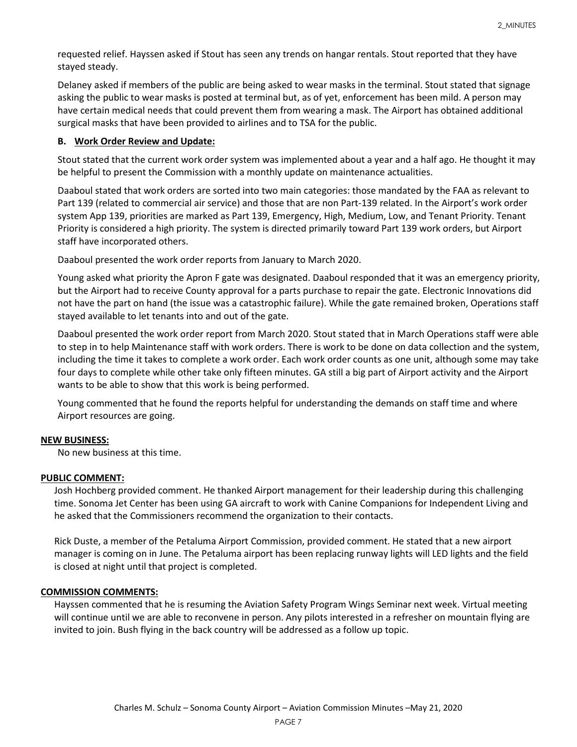requested relief. Hayssen asked if Stout has seen any trends on hangar rentals. Stout reported that they have stayed steady.

Delaney asked if members of the public are being asked to wear masks in the terminal. Stout stated that signage asking the public to wear masks is posted at terminal but, as of yet, enforcement has been mild. A person may have certain medical needs that could prevent them from wearing a mask. The Airport has obtained additional surgical masks that have been provided to airlines and to TSA for the public.

**B. Work Order Review and Update:**

Stout stated that the current work order system was implemented about a year and a half ago. He thought it may be helpful to present the Commission with a monthly update on maintenance actualities.

Daaboul stated that work orders are sorted into two main categories: those mandated by the FAA as relevant to Part 139 (related to commercial air service) and those that are non Part-139 related. In the Airport's work order system App 139, priorities are marked as Part 139, Emergency, High, Medium, Low, and Tenant Priority. Tenant Priority is considered a high priority. The system is directed primarily toward Part 139 work orders, but Airport staff have incorporated others.

Daaboul presented the work order reports from January to March 2020.

Young asked what priority the Apron F gate was designated. Daaboul responded that it was an emergency priority, but the Airport had to receive County approval for a parts purchase to repair the gate. Electronic Innovations did not have the part on hand (the issue was a catastrophic failure). While the gate remained broken, Operations staff stayed available to let tenants into and out of the gate.

Daaboul presented the work order report from March 2020. Stout stated that in March Operations staff were able to step in to help Maintenance staff with work orders. There is work to be done on data collection and the system, including the time it takes to complete a work order. Each work order counts as one unit, although some may take four days to complete while other take only fifteen minutes. GA still a big part of Airport activity and the Airport wants to be able to show that this work is being performed.

Young commented that he found the reports helpful for understanding the demands on staff time and where Airport resources are going.

**NEW BUSINESS:**

No new business at this time.

**PUBLIC COMMENT:**

Josh Hochberg provided comment. He thanked Airport management for their leadership during this challenging time. Sonoma Jet Center has been using GA aircraft to work with Canine Companions for Independent Living and he asked that the Commissioners recommend the organization to their contacts.

Rick Duste, a member of the Petaluma Airport Commission, provided comment. He stated that a new airport manager is coming on in June. The Petaluma airport has been replacing runway lights will LED lights and the field is closed at night until that project is completed.

**COMMISSION COMMENTS:**

Hayssen commented that he is resuming the Aviation Safety Program Wings Seminar next week. Virtual meeting will continue until we are able to reconvene in person. Any pilots interested in a refresher on mountain flying are invited to join. Bush flying in the back country will be addressed as a follow up topic.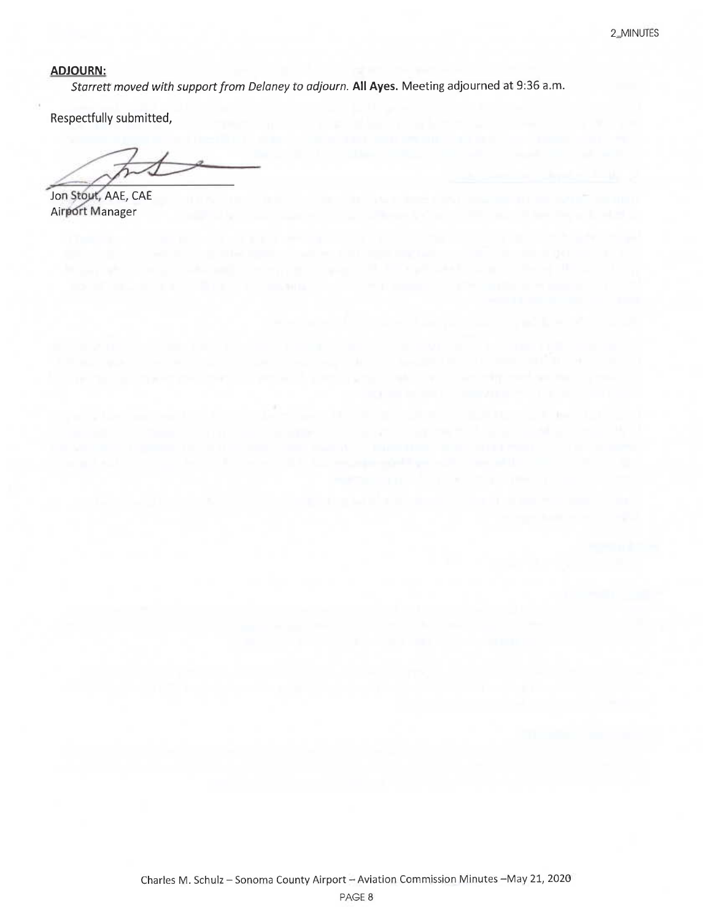**ADJOURN:**

*Starrett moved with support from Delaney to adjourn.* **All Ayes.** Meeting adjourned at 9:36 a.m.

Respectfully submitted,

Jon Stout, AAE, CAE
Airport Manager